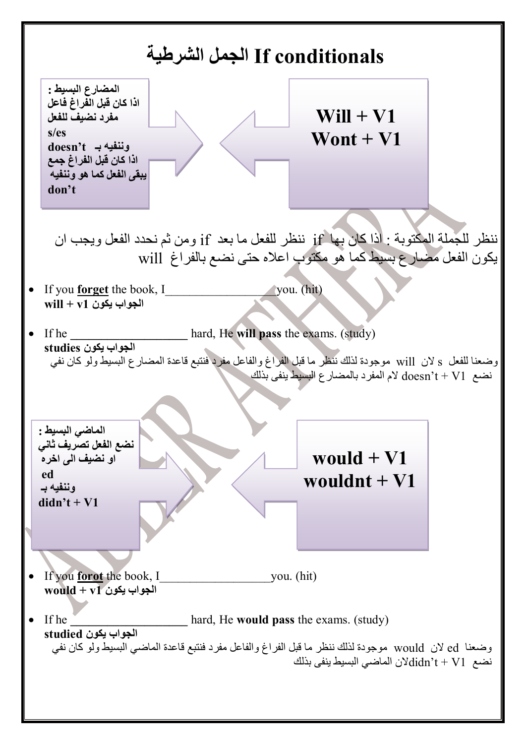# If conditionals الجمل الشرطية

**المضارع البسيط :**
**اذا كان قبل الفراغ فاعل مفرد نضيف للفعل s/es**
**وننفيه بـ doesn't**
**اذا كان قبل الفراغ جمع يبقى الفعل كما هو وننفيه don't**

**Will + V1**
**Wont + V1**

ننظر للجملة المكتوبة : اذا كان بها if ننظر للفعل ما بعد if ومن ثم نحدد الفعل ويجب ان يكون الفعل مضارع بسيط كما هو مكتوب اعلاه حتى نضع بالفراغ will

- If you **forget** the book, I__________________you. (hit)
  **الجواب يكون will + v1**

- If he ____________________ hard, He **will pass** the exams. (study)
  **الجواب يكون studies**
  وضعنا للفعل s لان will موجودة لذلك ننظر ما قبل الفراغ والفاعل مفرد فنتبع قاعدة المضارع البسيط ولو كان نفي نضع doesn't + V1 لام المفرد بالمضارع البسيط ينفى بذلك

**الماضي البسيط :**
**نضع الفعل تصريف ثاني او نضيف الى اخره ed**
**وننفيه بـ didn't + V1**

**would + V1**
**wouldnt + V1**

- If you **forot** the book, I__________________you. (hit)
  **الجواب يكون would + v1**

- If he ____________________ hard, He **would pass** the exams. (study)
  **الجواب يكون studied**
  وضعنا ed لان would موجودة لذلك ننظر ما قبل الفراغ والفاعل مفرد فنتبع قاعدة الماضي البسيط ولو كان نفي نضع didn't + V1لان الماضي البسيط ينفى بذلك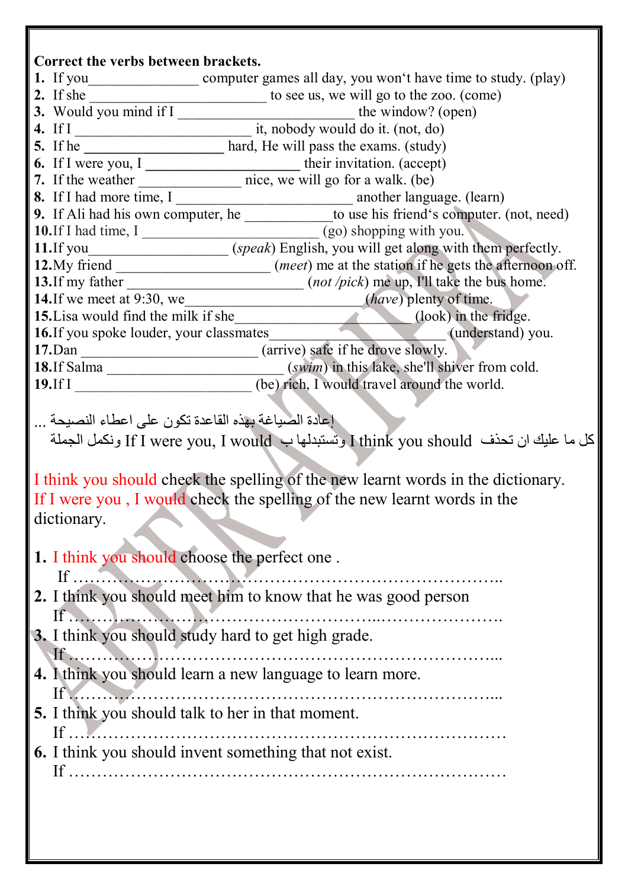**Correct the verbs between brackets.**

1. If you_______________ computer games all day, you won't have time to study. (play)
2. If she ________________________ to see us, we will go to the zoo. (come)
3. Would you mind if I ________________________ the window? (open)
4. If I ________________________ it, nobody would do it. (not, do)
5. If he ___________________ hard, He will pass the exams. (study)
6. If I were you, I _____________________ their invitation. (accept)
7. If the weather ______________ nice, we will go for a walk. (be)
8. If I had more time, I ________________________ another language. (learn)
9. If Ali had his own computer, he ____________to use his friend's computer. (not, need)
10. If I had time, I ________________________ (go) shopping with you.
11. If you___________________ (*speak*) English, you will get along with them perfectly.
12. My friend _____________________ (*meet*) me at the station if he gets the afternoon off.
13. If my father ________________________ (*not /pick*) me up, I'll take the bus home.
14. If we meet at 9:30, we________________________(*have*) plenty of time.
15. Lisa would find the milk if she________________________ (look) in the fridge.
16. If you spoke louder, your classmates________________________ (understand) you.
17. Dan ________________________ (arrive) safe if he drove slowly.
18. If Salma ________________________ (*swim*) in this lake, she'll shiver from cold.
19. If I ________________________ (be) rich, I would travel around the world.

إعادة الصياغة بهذه القاعدة تكون على اعطاء النصيحة ...

كل ما عليك ان تحذف I think you should وتستبدلها ب If I were you, I would ونكمل الجملة

I think you should check the spelling of the new learnt words in the dictionary.
If I were you , I would check the spelling of the new learnt words in the dictionary.

1. I think you should choose the perfect one .
   If ……………………………………………………………………..
2. I think you should meet him to know that he was good person
   If ……………………………………………..…………………….
3. I think you should study hard to get high grade.
   If ……………………………………………………………………...
4. I think you should learn a new language to learn more.
   If ……………………………………………………………………...
5. I think you should talk to her in that moment.
   If ………………………………………………………………………
6. I think you should invent something that not exist.
   If ………………………………………………………………………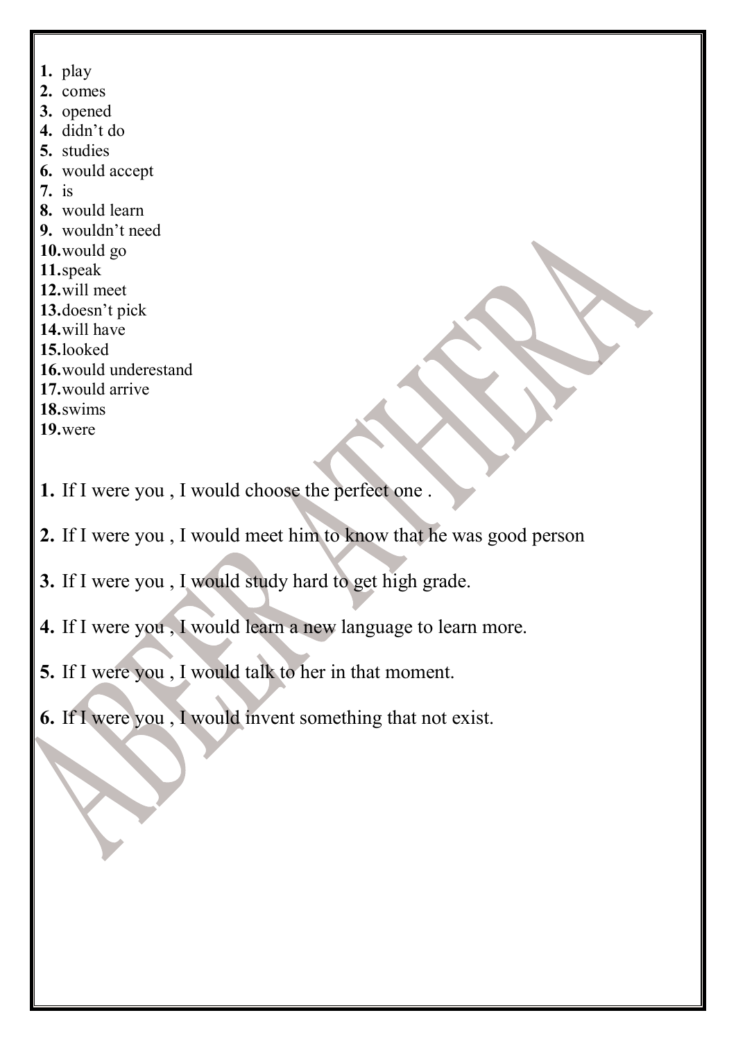1. play
2. comes
3. opened
4. didn't do
5. studies
6. would accept
7. is
8. would learn
9. wouldn't need
10. would go
11. speak
12. will meet
13. doesn't pick
14. will have
15. looked
16. would underestand
17. would arrive
18. swims
19. were

1. If I were you , I would choose the perfect one .
2. If I were you , I would meet him to know that he was good person
3. If I were you , I would study hard to get high grade.
4. If I were you , I would learn a new language to learn more.
5. If I were you , I would talk to her in that moment.
6. If I were you , I would invent something that not exist.